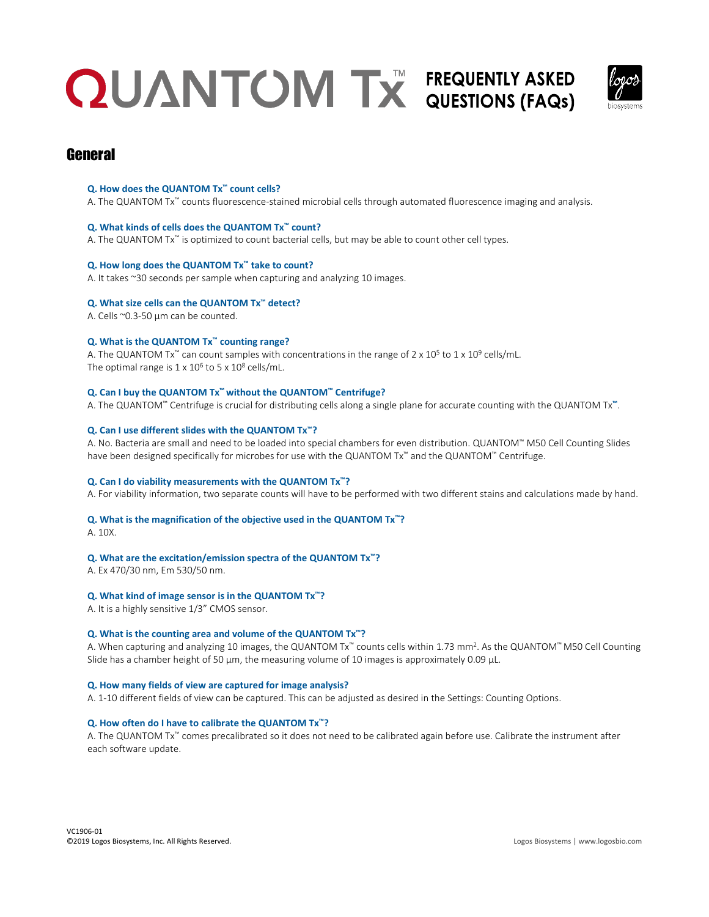# QUANTOM Tx™ FREQUENTLY ASKED QUESTIONS (FAQs)

## General

**Q. How does the QUANTOM Tx™ count cells?**

A. The QUANTOM Tx™ counts fluorescence-stained microbial cells through automated fluorescence imaging and analysis.

**Q. What kinds of cells does the QUANTOM Tx™ count?**

A. The QUANTOM Tx™ is optimized to count bacterial cells, but may be able to count other cell types.

**Q. How long does the QUANTOM Tx™ take to count?**

A. It takes ~30 seconds per sample when capturing and analyzing 10 images.

**Q. What size cells can the QUANTOM Tx™ detect?**

A. Cells ~0.3-50 µm can be counted.

**Q. What is the QUANTOM Tx™ counting range?**

A. The QUANTOM Tx™ can count samples with concentrations in the range of $2 \times 10^5$ to $1 \times 10^9$ cells/mL. The optimal range is $1 \times 10^6$ to $5 \times 10^8$ cells/mL.

**Q. Can I buy the QUANTOM Tx™ without the QUANTOM™ Centrifuge?**

A. The QUANTOM™ Centrifuge is crucial for distributing cells along a single plane for accurate counting with the QUANTOM Tx™.

**Q. Can I use different slides with the QUANTOM Tx™?**

A. No. Bacteria are small and need to be loaded into special chambers for even distribution. QUANTOM™ M50 Cell Counting Slides have been designed specifically for microbes for use with the QUANTOM Tx™ and the QUANTOM™ Centrifuge.

**Q. Can I do viability measurements with the QUANTOM Tx™?**

A. For viability information, two separate counts will have to be performed with two different stains and calculations made by hand.

**Q. What is the magnification of the objective used in the QUANTOM Tx™?**

A. 10X.

**Q. What are the excitation/emission spectra of the QUANTOM Tx™?**

A. Ex 470/30 nm, Em 530/50 nm.

**Q. What kind of image sensor is in the QUANTOM Tx™?**

A. It is a highly sensitive 1/3" CMOS sensor.

**Q. What is the counting area and volume of the QUANTOM Tx™?**

A. When capturing and analyzing 10 images, the QUANTOM Tx™ counts cells within 1.73 $mm^2$. As the QUANTOM™ M50 Cell Counting Slide has a chamber height of 50 µm, the measuring volume of 10 images is approximately 0.09 µL.

**Q. How many fields of view are captured for image analysis?**

A. 1-10 different fields of view can be captured. This can be adjusted as desired in the Settings: Counting Options.

**Q. How often do I have to calibrate the QUANTOM Tx™?**

A. The QUANTOM Tx™ comes precalibrated so it does not need to be calibrated again before use. Calibrate the instrument after each software update.

VC1906-01
©2019 Logos Biosystems, Inc. All Rights Reserved.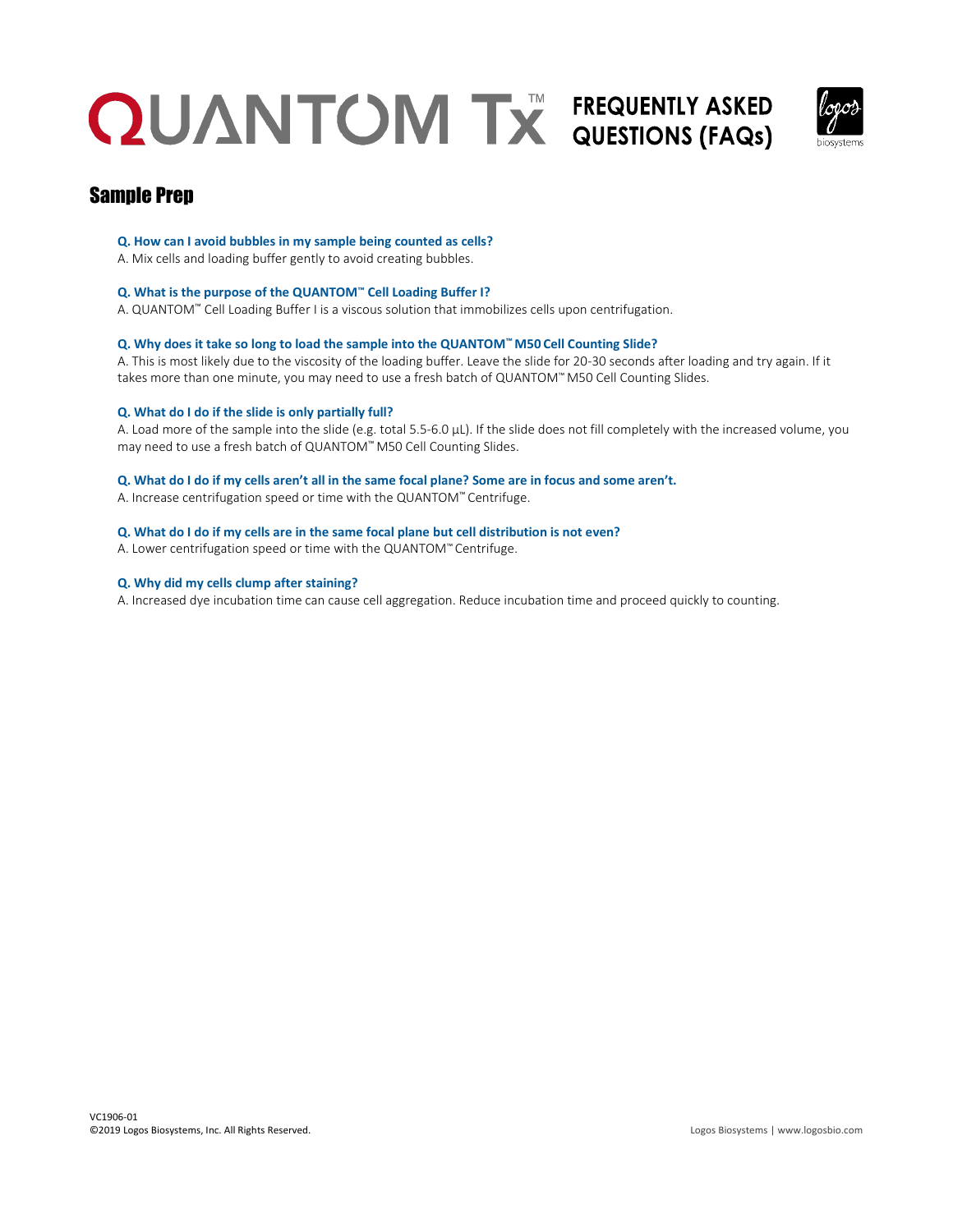# QUANTOM Tx™ FREQUENTLY ASKED QUESTIONS (FAQs)

## Sample Prep

**Q. How can I avoid bubbles in my sample being counted as cells?**

A. Mix cells and loading buffer gently to avoid creating bubbles.

**Q. What is the purpose of the QUANTOM™ Cell Loading Buffer I?**

A. QUANTOM™ Cell Loading Buffer I is a viscous solution that immobilizes cells upon centrifugation.

**Q. Why does it take so long to load the sample into the QUANTOM™ M50 Cell Counting Slide?**

A. This is most likely due to the viscosity of the loading buffer. Leave the slide for 20-30 seconds after loading and try again. If it takes more than one minute, you may need to use a fresh batch of QUANTOM™ M50 Cell Counting Slides.

**Q. What do I do if the slide is only partially full?**

A. Load more of the sample into the slide (e.g. total 5.5-6.0 µL). If the slide does not fill completely with the increased volume, you may need to use a fresh batch of QUANTOM™ M50 Cell Counting Slides.

**Q. What do I do if my cells aren't all in the same focal plane? Some are in focus and some aren't.**

A. Increase centrifugation speed or time with the QUANTOM™ Centrifuge.

**Q. What do I do if my cells are in the same focal plane but cell distribution is not even?**

A. Lower centrifugation speed or time with the QUANTOM™ Centrifuge.

**Q. Why did my cells clump after staining?**

A. Increased dye incubation time can cause cell aggregation. Reduce incubation time and proceed quickly to counting.

VC1906-01
©2019 Logos Biosystems, Inc. All Rights Reserved.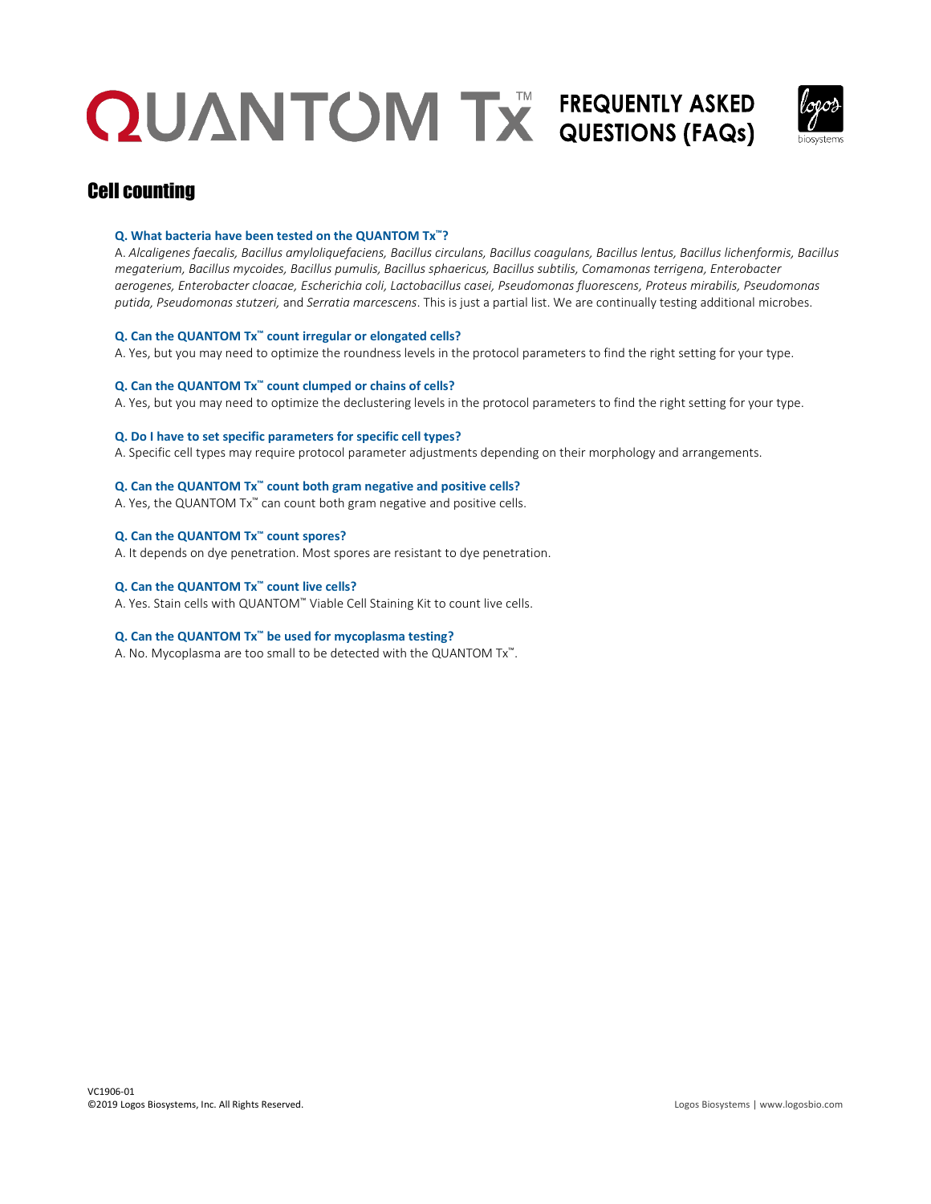# QUANTOM Tx™ FREQUENTLY ASKED QUESTIONS (FAQs)

## Cell counting

**Q. What bacteria have been tested on the QUANTOM Tx™?**

A. *Alcaligenes faecalis, Bacillus amyloliquefaciens, Bacillus circulans, Bacillus coagulans, Bacillus lentus, Bacillus lichenformis, Bacillus megaterium, Bacillus mycoides, Bacillus pumulis, Bacillus sphaericus, Bacillus subtilis, Comamonas terrigena, Enterobacter aerogenes, Enterobacter cloacae, Escherichia coli, Lactobacillus casei, Pseudomonas fluorescens, Proteus mirabilis, Pseudomonas putida, Pseudomonas stutzeri,* and *Serratia marcescens*. This is just a partial list. We are continually testing additional microbes.

**Q. Can the QUANTOM Tx™ count irregular or elongated cells?**

A. Yes, but you may need to optimize the roundness levels in the protocol parameters to find the right setting for your type.

**Q. Can the QUANTOM Tx™ count clumped or chains of cells?**

A. Yes, but you may need to optimize the declustering levels in the protocol parameters to find the right setting for your type.

**Q. Do I have to set specific parameters for specific cell types?**

A. Specific cell types may require protocol parameter adjustments depending on their morphology and arrangements.

**Q. Can the QUANTOM Tx™ count both gram negative and positive cells?**

A. Yes, the QUANTOM Tx™ can count both gram negative and positive cells.

**Q. Can the QUANTOM Tx™ count spores?**

A. It depends on dye penetration. Most spores are resistant to dye penetration.

**Q. Can the QUANTOM Tx™ count live cells?**

A. Yes. Stain cells with QUANTOM™ Viable Cell Staining Kit to count live cells.

**Q. Can the QUANTOM Tx™ be used for mycoplasma testing?**

A. No. Mycoplasma are too small to be detected with the QUANTOM Tx™.

VC1906-01
©2019 Logos Biosystems, Inc. All Rights Reserved.

Logos Biosystems | www.logosbio.com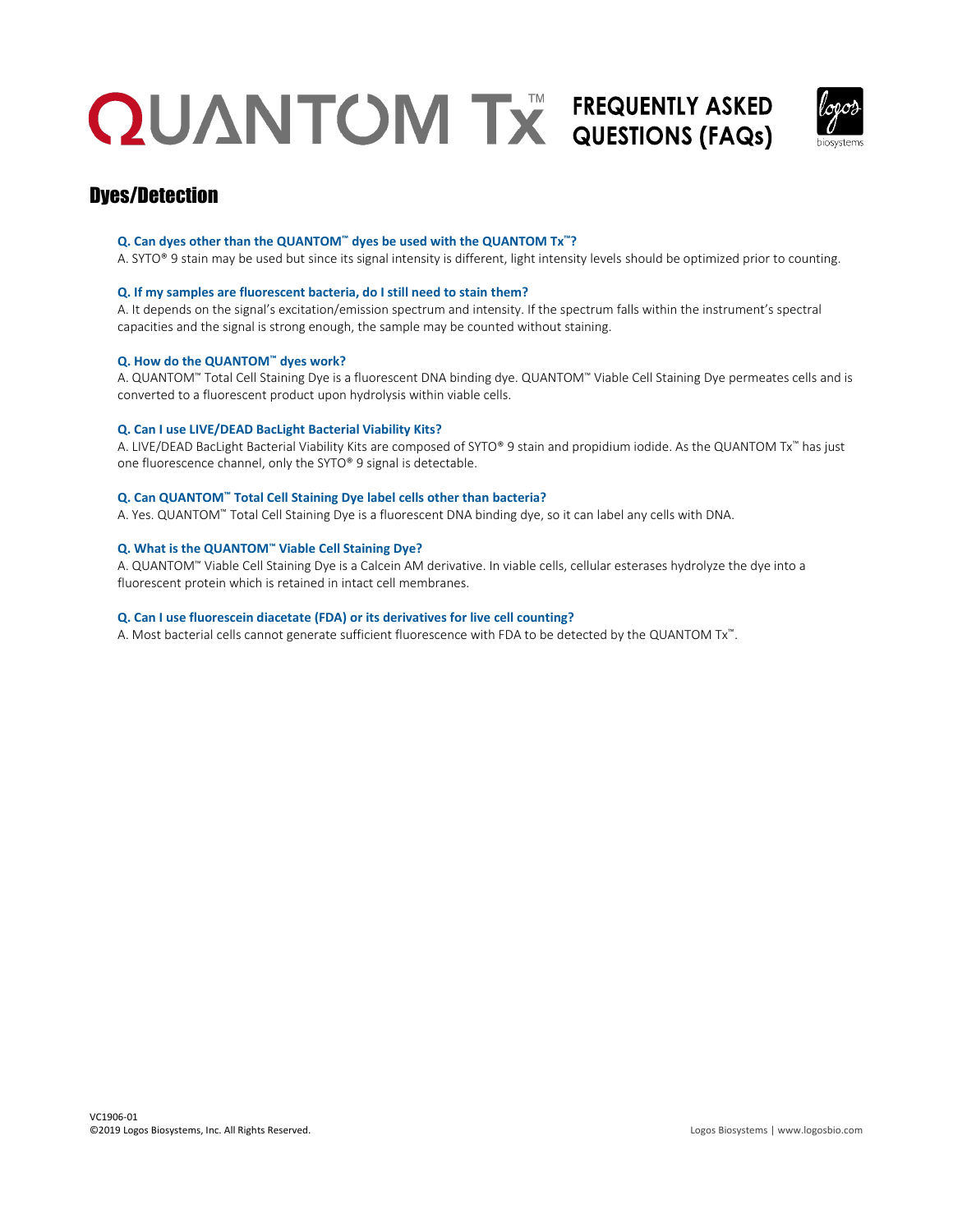# QUANTOM Tx™ FREQUENTLY ASKED QUESTIONS (FAQs)

## Dyes/Detection

**Q. Can dyes other than the QUANTOM™ dyes be used with the QUANTOM Tx™?**

A. SYTO® 9 stain may be used but since its signal intensity is different, light intensity levels should be optimized prior to counting.

**Q. If my samples are fluorescent bacteria, do I still need to stain them?**

A. It depends on the signal's excitation/emission spectrum and intensity. If the spectrum falls within the instrument's spectral capacities and the signal is strong enough, the sample may be counted without staining.

**Q. How do the QUANTOM™ dyes work?**

A. QUANTOM™ Total Cell Staining Dye is a fluorescent DNA binding dye. QUANTOM™ Viable Cell Staining Dye permeates cells and is converted to a fluorescent product upon hydrolysis within viable cells.

**Q. Can I use LIVE/DEAD BacLight Bacterial Viability Kits?**

A. LIVE/DEAD BacLight Bacterial Viability Kits are composed of SYTO® 9 stain and propidium iodide. As the QUANTOM Tx™ has just one fluorescence channel, only the SYTO® 9 signal is detectable.

**Q. Can QUANTOM™ Total Cell Staining Dye label cells other than bacteria?**

A. Yes. QUANTOM™ Total Cell Staining Dye is a fluorescent DNA binding dye, so it can label any cells with DNA.

**Q. What is the QUANTOM™ Viable Cell Staining Dye?**

A. QUANTOM™ Viable Cell Staining Dye is a Calcein AM derivative. In viable cells, cellular esterases hydrolyze the dye into a fluorescent protein which is retained in intact cell membranes.

**Q. Can I use fluorescein diacetate (FDA) or its derivatives for live cell counting?**

A. Most bacterial cells cannot generate sufficient fluorescence with FDA to be detected by the QUANTOM Tx™.

VC1906-01
©2019 Logos Biosystems, Inc. All Rights Reserved.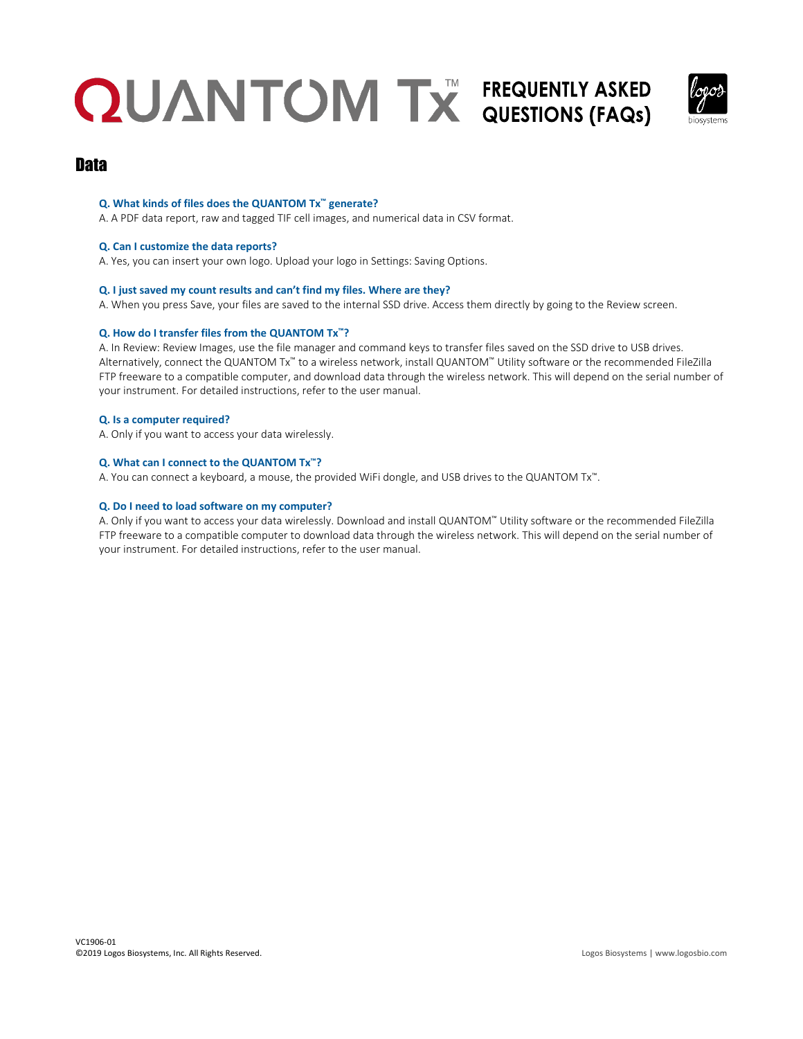## Data

**Q. What kinds of files does the QUANTOM Tx™ generate?**
A. A PDF data report, raw and tagged TIF cell images, and numerical data in CSV format.

**Q. Can I customize the data reports?**
A. Yes, you can insert your own logo. Upload your logo in Settings: Saving Options.

**Q. I just saved my count results and can't find my files. Where are they?**
A. When you press Save, your files are saved to the internal SSD drive. Access them directly by going to the Review screen.

**Q. How do I transfer files from the QUANTOM Tx™?**
A. In Review: Review Images, use the file manager and command keys to transfer files saved on the SSD drive to USB drives. Alternatively, connect the QUANTOM Tx™ to a wireless network, install QUANTOM™ Utility software or the recommended FileZilla FTP freeware to a compatible computer, and download data through the wireless network. This will depend on the serial number of your instrument. For detailed instructions, refer to the user manual.

**Q. Is a computer required?**
A. Only if you want to access your data wirelessly.

**Q. What can I connect to the QUANTOM Tx™?**
A. You can connect a keyboard, a mouse, the provided WiFi dongle, and USB drives to the QUANTOM Tx™.

**Q. Do I need to load software on my computer?**
A. Only if you want to access your data wirelessly. Download and install QUANTOM™ Utility software or the recommended FileZilla FTP freeware to a compatible computer to download data through the wireless network. This will depend on the serial number of your instrument. For detailed instructions, refer to the user manual.